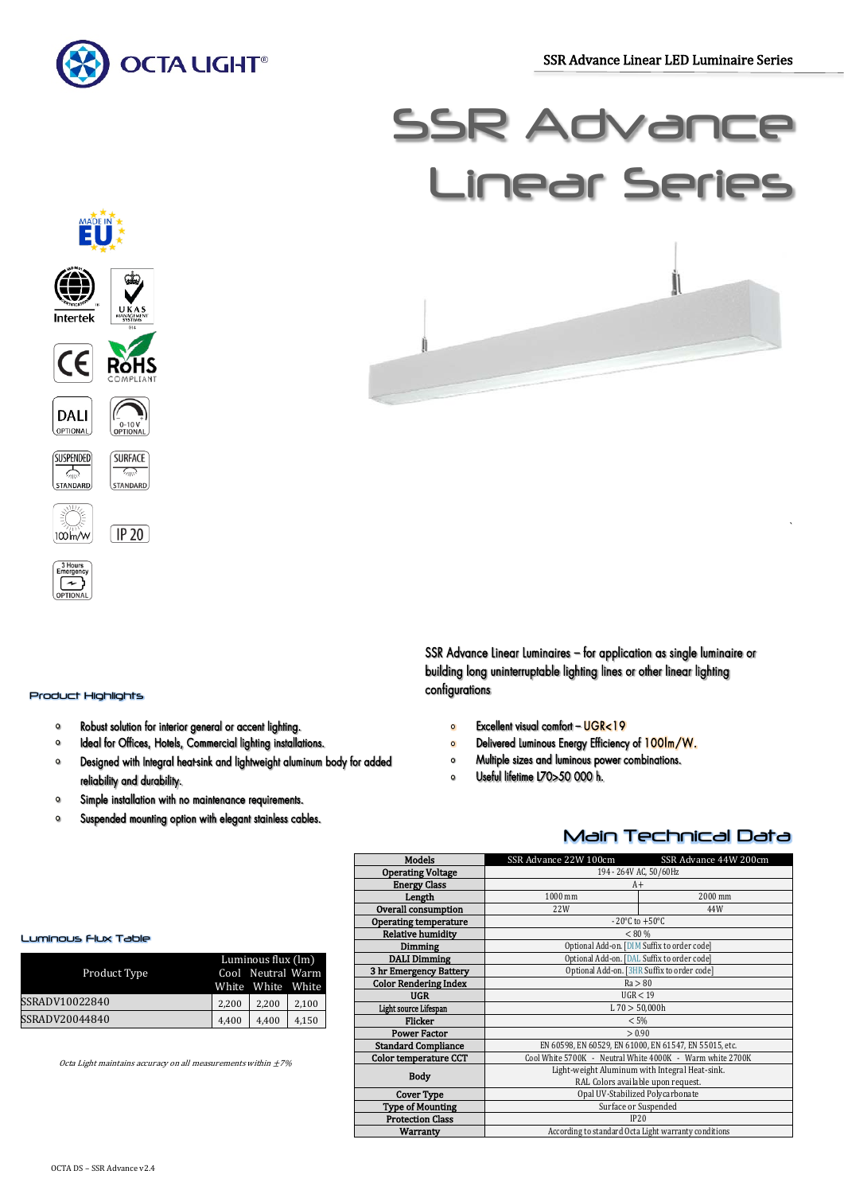# SSR Advance Linear Series

MADE IN EU

Intertek | UKAS MANAGEMENT SYSTEMS

CE | RoHS COMPLIANT

DALI OPTIONAL | 0-10 V OPTIONAL

SUSPENDED STANDARD | SURFACE STANDARD

100lm/W | IP 20

3 Hours Emergency OPTIONAL

SSR Advance Linear Luminaires – for application as single luminaire or building long uninterruptable lighting lines or other linear lighting configurations

## Product Highlights

- Robust solution for interior general or accent lighting.
- Ideal for Offices, Hotels, Commercial lighting installations.
- Designed with Integral heat-sink and lightweight aluminum body for added reliability and durability.
- Simple installation with no maintenance requirements.
- Suspended mounting option with elegant stainless cables.
- Excellent visual comfort – UGR<19
- Delivered Luminous Energy Efficiency of 100lm/W.
- Multiple sizes and luminous power combinations.
- Useful lifetime L70>50 000 h.

## Main Technical Data

| Models | SSR Advance 22W 100cm | SSR Advance 44W 200cm |
|---|---|---|
| Operating Voltage | 194 - 264V AC, 50/60Hz | |
| Energy Class | A+ | |
| Length | 1000 mm | 2000 mm |
| Overall consumption | 22W | 44W |
| Operating temperature | - 20ºC to +50ºC | |
| Relative humidity | < 80 % | |
| Dimming | Optional Add-on. [DIM Suffix to order code] | |
| DALI Dimming | Optional Add-on. [DAL Suffix to order code] | |
| 3 hr Emergency Battery | Optional Add-on. [3HR Suffix to order code] | |
| Color Rendering Index | Ra > 80 | |
| UGR | UGR < 19 | |
| Light source Lifespan | L 70 > 50,000h | |
| Flicker | < 5% | |
| Power Factor | > 0.90 | |
| Standard Compliance | EN 60598, EN 60529, EN 61000, EN 61547, EN 55015, etc. | |
| Color temperature CCT | Cool White 5700K - Neutral White 4000K - Warm white 2700K | |
| Body | Light-weight Aluminum with Integral Heat-sink. RAL Colors available upon request. | |
| Cover Type | Opal UV-Stabilized Polycarbonate | |
| Type of Mounting | Surface or Suspended | |
| Protection Class | IP20 | |
| Warranty | According to standard Octa Light warranty conditions | |

## Luminous Flux Table

| Product Type | Luminous flux (lm) Cool White | Neutral White | Warm White |
|---|---|---|---|
| SSRADV10022840 | 2,200 | 2,200 | 2,100 |
| SSRADV20044840 | 4,400 | 4,400 | 4,150 |

*Octa Light maintains accuracy on all measurements within ±7%*

OCTA DS – SSR Advance v2.4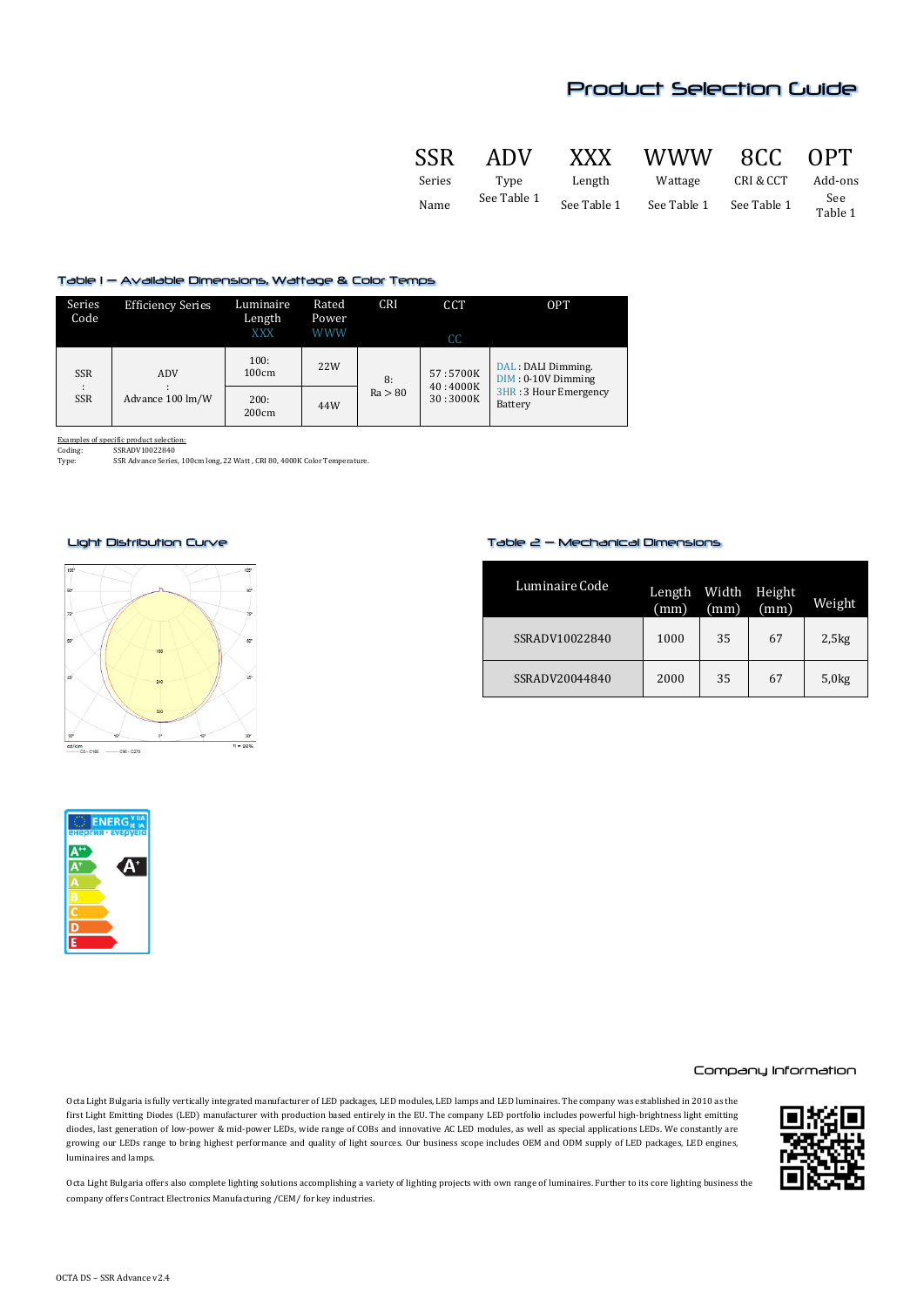# Product Selection Guide

| SSR | ADV | XXX | WWW | 8CC | OPT |
|---|---|---|---|---|---|
| Series | Type | Length | Wattage | CRI & CCT | Add-ons |
| Name | See Table 1 | See Table 1 | See Table 1 | See Table 1 | See Table 1 |

## Table I – Available Dimensions, Wattage & Color Temps

| Series Code | Efficiency Series | Luminaire Length XXX | Rated Power WWW | CRI | CCT CC | OPT |
|---|---|---|---|---|---|---|
| SSR : SSR | ADV : Advance 100 lm/W | 100: 100cm | 22W | 8: Ra > 80 | 57 : 5700K 40 : 4000K 30 : 3000K | DAL : DALI Dimming. DIM : 0-10V Dimming 3HR : 3 Hour Emergency Battery |
| | | 200: 200cm | 44W | | | |

Examples of specific product selection:

Coding: SSRADV10022840

Type: SSR Advance Series, 100cm long, 22 Watt , CRI 80, 4000K Color Temperature.

## Light Distribution Curve

180° 180° 90° 90° 75° 75° 60° 60° 45° 45° 30° -30° 0° 30° 30°

160 240 320

cd/klm

C0 - C180 C90 - C270

η = 100%

## Table 2 – Mechanical Dimensions

| Luminaire Code | Length (mm) | Width (mm) | Height (mm) | Weight |
|---|---|---|---|---|
| SSRADV10022840 | 1000 | 35 | 67 | 2,5kg |
| SSRADV20044840 | 2000 | 35 | 67 | 5,0kg |

ENERGY · ENERGIJA · енергия · ενεργεια

A++ A+ A B C D E

A+

## Company Information

Octa Light Bulgaria is fully vertically integrated manufacturer of LED packages, LED modules, LED lamps and LED luminaires. The company was established in 2010 as the first Light Emitting Diodes (LED) manufacturer with production based entirely in the EU. The company LED portfolio includes powerful high-brightness light emitting diodes, last generation of low-power & mid-power LEDs, wide range of COBs and innovative AC LED modules, as well as special applications LEDs. We constantly are growing our LEDs range to bring highest performance and quality of light sources. Our business scope includes OEM and ODM supply of LED packages, LED engines, luminaires and lamps.

Octa Light Bulgaria offers also complete lighting solutions accomplishing a variety of lighting projects with own range of luminaires. Further to its core lighting business the company offers Contract Electronics Manufacturing /CEM/ for key industries.

OCTA DS – SSR Advance v2.4